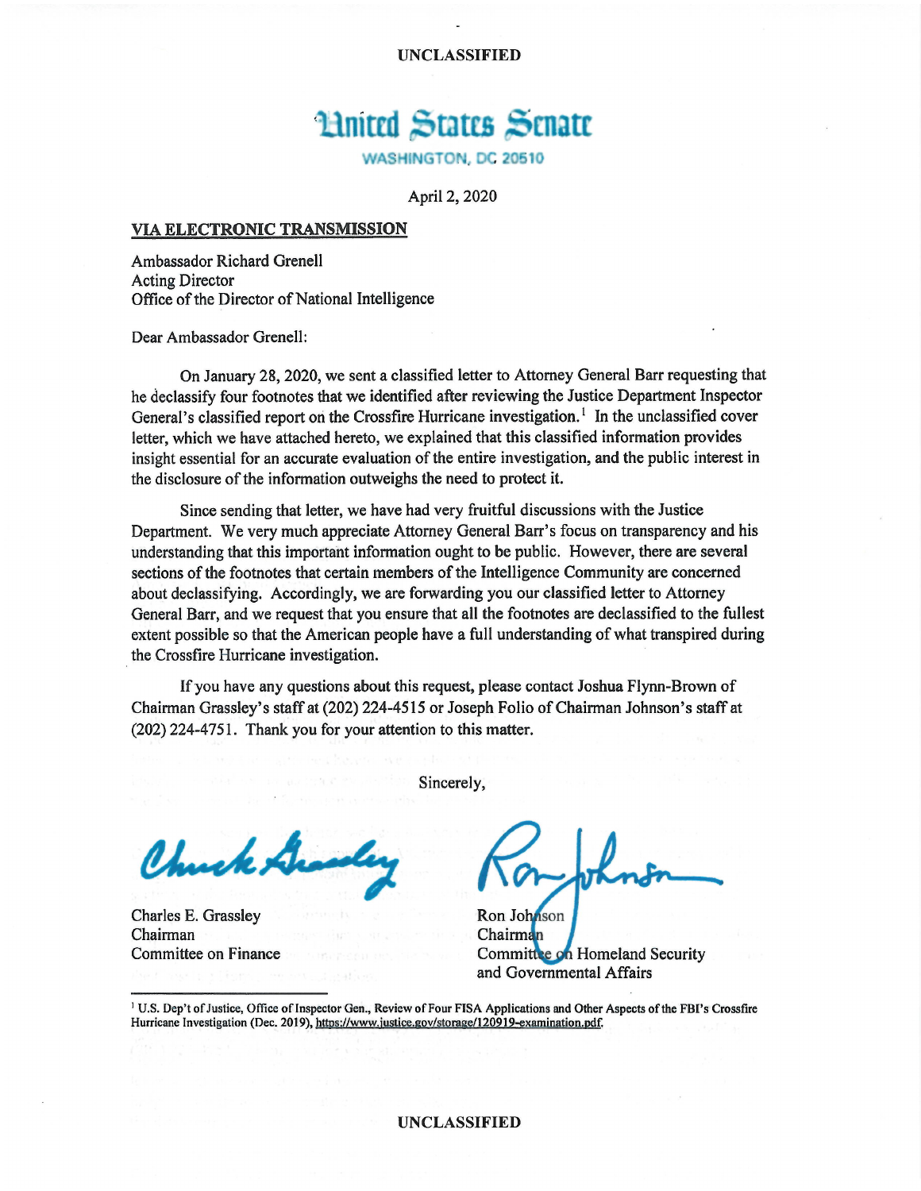UNCLASSIFIED

# United States Senate

WASHINGTON, DC 20510

April 2, 2020

**VIA ELECTRONIC TRANSMISSION**

Ambassador Richard Grenell
Acting Director
Office of the Director of National Intelligence

Dear Ambassador Grenell:

On January 28, 2020, we sent a classified letter to Attorney General Barr requesting that he declassify four footnotes that we identified after reviewing the Justice Department Inspector General's classified report on the Crossfire Hurricane investigation.[1] In the unclassified cover letter, which we have attached hereto, we explained that this classified information provides insight essential for an accurate evaluation of the entire investigation, and the public interest in the disclosure of the information outweighs the need to protect it.

Since sending that letter, we have had very fruitful discussions with the Justice Department. We very much appreciate Attorney General Barr's focus on transparency and his understanding that this important information ought to be public. However, there are several sections of the footnotes that certain members of the Intelligence Community are concerned about declassifying. Accordingly, we are forwarding you our classified letter to Attorney General Barr, and we request that you ensure that all the footnotes are declassified to the fullest extent possible so that the American people have a full understanding of what transpired during the Crossfire Hurricane investigation.

If you have any questions about this request, please contact Joshua Flynn-Brown of Chairman Grassley's staff at (202) 224-4515 or Joseph Folio of Chairman Johnson's staff at (202) 224-4751. Thank you for your attention to this matter.

Sincerely,

Charles E. Grassley
Chairman
Committee on Finance

Ron Johnson
Chairman
Committee on Homeland Security and Governmental Affairs

---

[1] U.S. Dep't of Justice, Office of Inspector Gen., Review of Four FISA Applications and Other Aspects of the FBI's Crossfire Hurricane Investigation (Dec. 2019), https://www.justice.gov/storage/120919-examination.pdf.

UNCLASSIFIED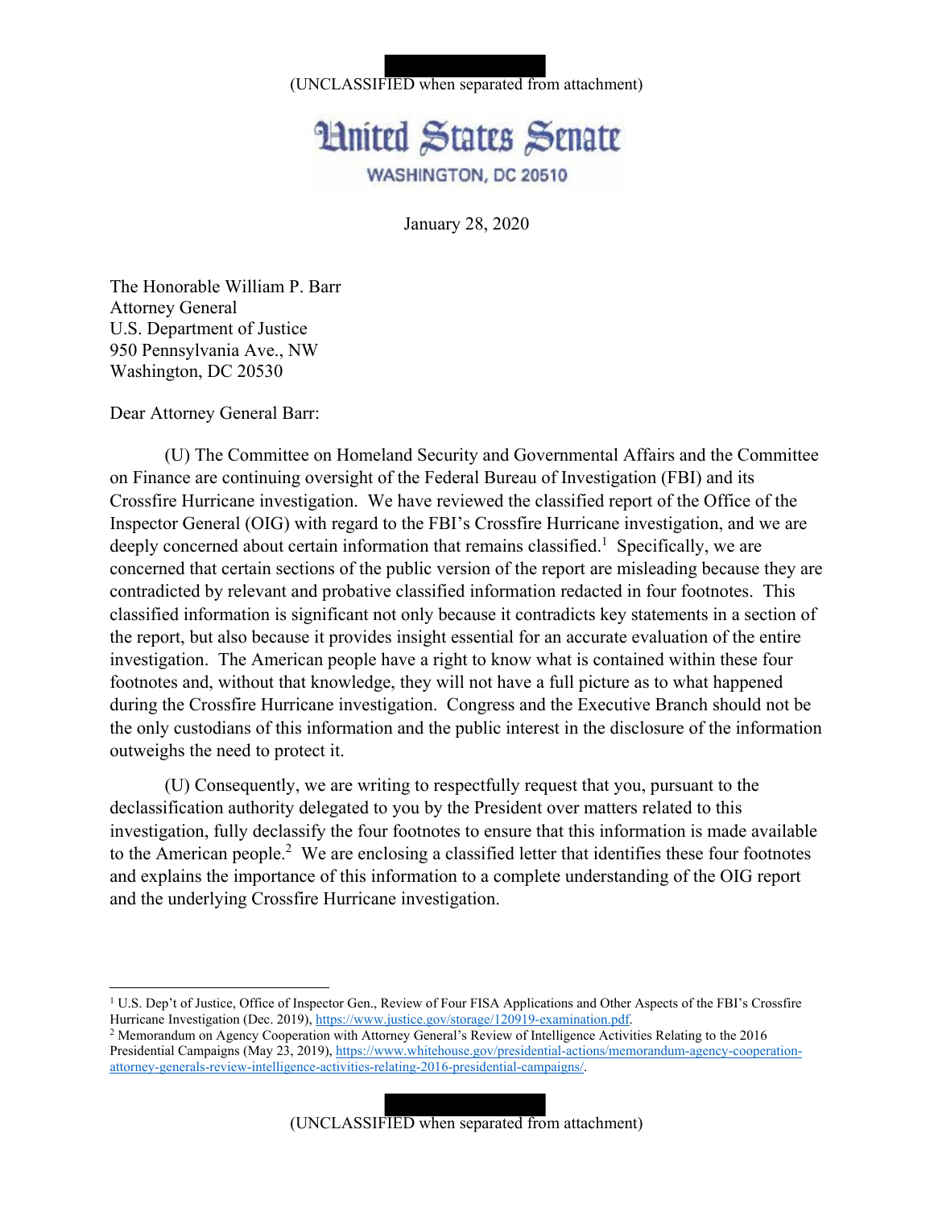(UNCLASSIFIED when separated from attachment)

United States Senate

WASHINGTON, DC 20510

January 28, 2020

The Honorable William P. Barr
Attorney General
U.S. Department of Justice
950 Pennsylvania Ave., NW
Washington, DC 20530

Dear Attorney General Barr:

(U) The Committee on Homeland Security and Governmental Affairs and the Committee on Finance are continuing oversight of the Federal Bureau of Investigation (FBI) and its Crossfire Hurricane investigation. We have reviewed the classified report of the Office of the Inspector General (OIG) with regard to the FBI's Crossfire Hurricane investigation, and we are deeply concerned about certain information that remains classified.[1] Specifically, we are concerned that certain sections of the public version of the report are misleading because they are contradicted by relevant and probative classified information redacted in four footnotes. This classified information is significant not only because it contradicts key statements in a section of the report, but also because it provides insight essential for an accurate evaluation of the entire investigation. The American people have a right to know what is contained within these four footnotes and, without that knowledge, they will not have a full picture as to what happened during the Crossfire Hurricane investigation. Congress and the Executive Branch should not be the only custodians of this information and the public interest in the disclosure of the information outweighs the need to protect it.

(U) Consequently, we are writing to respectfully request that you, pursuant to the declassification authority delegated to you by the President over matters related to this investigation, fully declassify the four footnotes to ensure that this information is made available to the American people.[2] We are enclosing a classified letter that identifies these four footnotes and explains the importance of this information to a complete understanding of the OIG report and the underlying Crossfire Hurricane investigation.

[1] U.S. Dep't of Justice, Office of Inspector Gen., Review of Four FISA Applications and Other Aspects of the FBI's Crossfire Hurricane Investigation (Dec. 2019), https://www.justice.gov/storage/120919-examination.pdf.

[2] Memorandum on Agency Cooperation with Attorney General's Review of Intelligence Activities Relating to the 2016 Presidential Campaigns (May 23, 2019), https://www.whitehouse.gov/presidential-actions/memorandum-agency-cooperation-attorney-generals-review-intelligence-activities-relating-2016-presidential-campaigns/.

(UNCLASSIFIED when separated from attachment)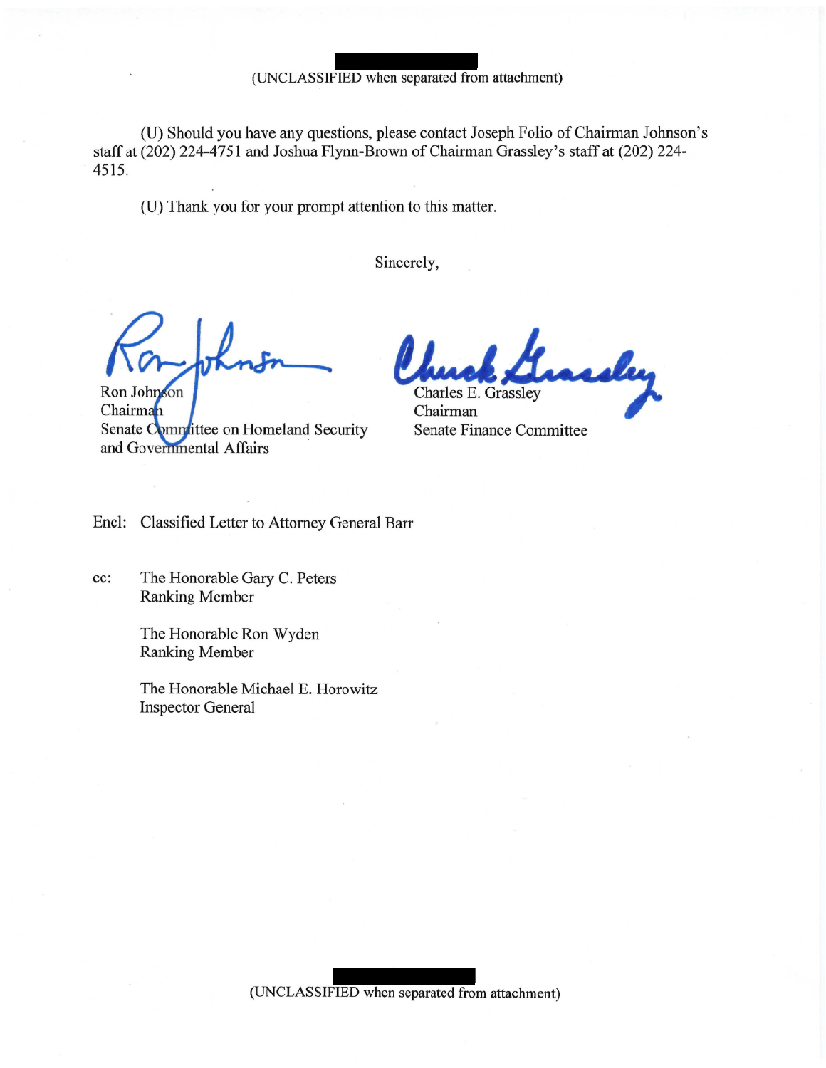(UNCLASSIFIED when separated from attachment)

(U) Should you have any questions, please contact Joseph Folio of Chairman Johnson's staff at (202) 224-4751 and Joshua Flynn-Brown of Chairman Grassley's staff at (202) 224-4515.

(U) Thank you for your prompt attention to this matter.

Sincerely,

Ron Johnson
Chairman
Senate Committee on Homeland Security and Governmental Affairs

Charles E. Grassley
Chairman
Senate Finance Committee

Encl: Classified Letter to Attorney General Barr

cc: The Honorable Gary C. Peters
Ranking Member

The Honorable Ron Wyden
Ranking Member

The Honorable Michael E. Horowitz
Inspector General

(UNCLASSIFIED when separated from attachment)